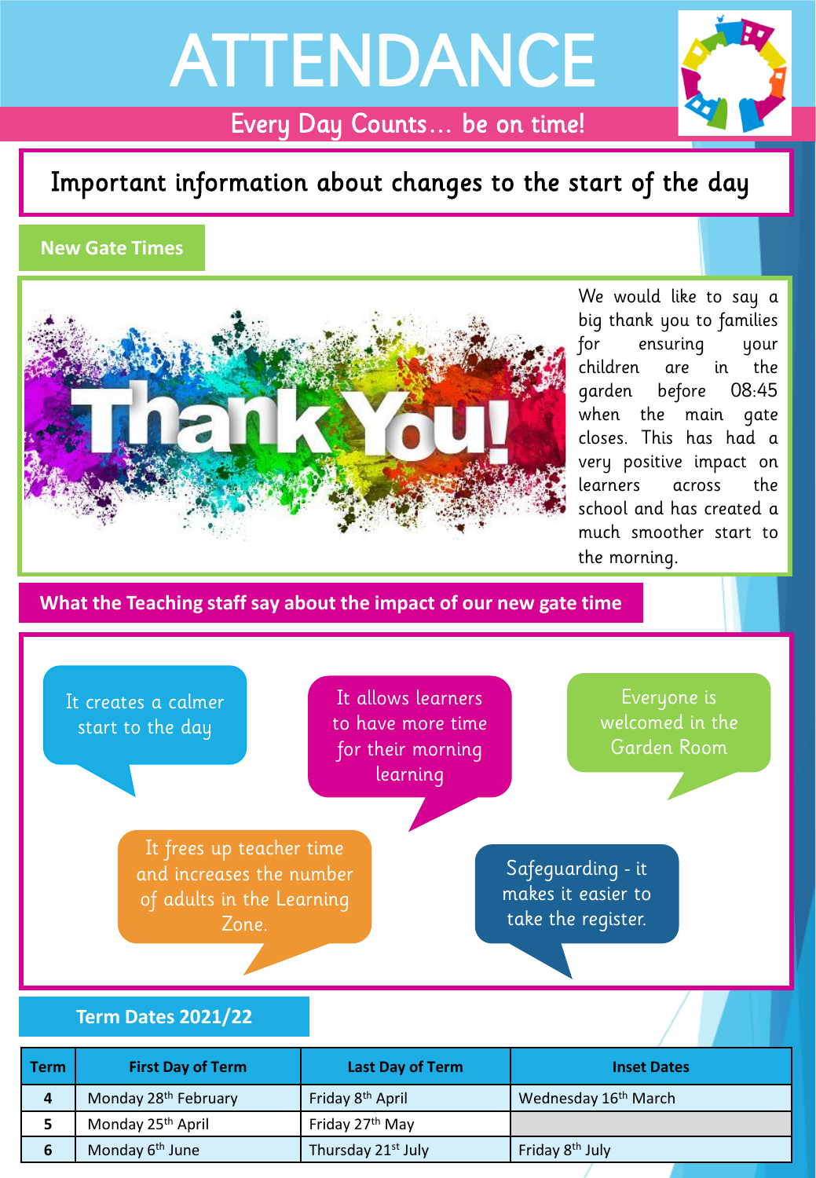# ATTENDANCE

Every Day Counts… be on time!

## Important information about changes to the start of the day

### New Gate Times

We would like to say a big thank you to families for ensuring your children are in the garden before 08:45 when the main gate closes. This has had a very positive impact on learners across the school and has created a much smoother start to the morning.

### What the Teaching staff say about the impact of our new gate time

- It creates a calmer start to the day
- It allows learners to have more time for their morning learning
- Everyone is welcomed in the Garden Room
- It frees up teacher time and increases the number of adults in the Learning Zone.
- Safeguarding - it makes it easier to take the register.

### Term Dates 2021/22

| Term | First Day of Term | Last Day of Term | Inset Dates |
|---|---|---|---|
| 4 | Monday 28th February | Friday 8th April | Wednesday 16th March |
| 5 | Monday 25th April | Friday 27th May | |
| 6 | Monday 6th June | Thursday 21st July | Friday 8th July |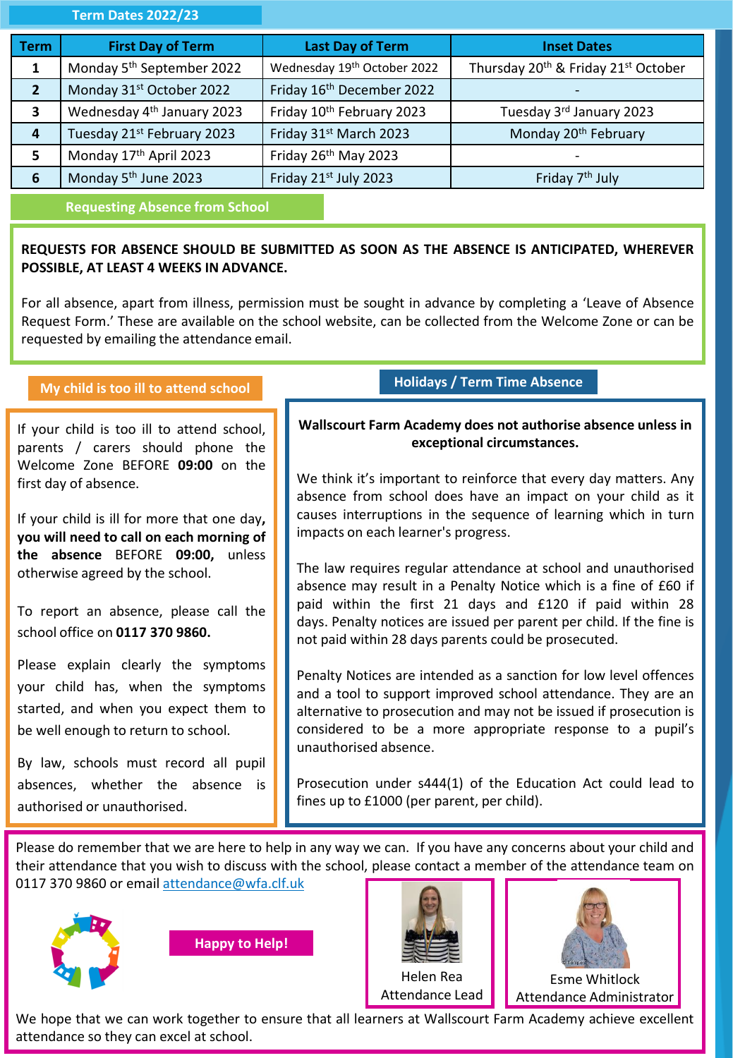## Term Dates 2022/23

| Term | First Day of Term | Last Day of Term | Inset Dates |
|---|---|---|---|
| 1 | Monday 5th September 2022 | Wednesday 19th October 2022 | Thursday 20th & Friday 21st October |
| 2 | Monday 31st October 2022 | Friday 16th December 2022 | - |
| 3 | Wednesday 4th January 2023 | Friday 10th February 2023 | Tuesday 3rd January 2023 |
| 4 | Tuesday 21st February 2023 | Friday 31st March 2023 | Monday 20th February |
| 5 | Monday 17th April 2023 | Friday 26th May 2023 | - |
| 6 | Monday 5th June 2023 | Friday 21st July 2023 | Friday 7th July |

## Requesting Absence from School

**REQUESTS FOR ABSENCE SHOULD BE SUBMITTED AS SOON AS THE ABSENCE IS ANTICIPATED, WHEREVER POSSIBLE, AT LEAST 4 WEEKS IN ADVANCE.**

For all absence, apart from illness, permission must be sought in advance by completing a 'Leave of Absence Request Form.' These are available on the school website, can be collected from the Welcome Zone or can be requested by emailing the attendance email.

## My child is too ill to attend school

If your child is too ill to attend school, parents / carers should phone the Welcome Zone BEFORE **09:00** on the first day of absence.

If your child is ill for more that one day**, you will need to call on each morning of the absence** BEFORE **09:00,** unless otherwise agreed by the school.

To report an absence, please call the school office on **0117 370 9860.**

Please explain clearly the symptoms your child has, when the symptoms started, and when you expect them to be well enough to return to school.

By law, schools must record all pupil absences, whether the absence is authorised or unauthorised.

## Holidays / Term Time Absence

**Wallscourt Farm Academy does not authorise absence unless in exceptional circumstances.**

We think it's important to reinforce that every day matters. Any absence from school does have an impact on your child as it causes interruptions in the sequence of learning which in turn impacts on each learner's progress.

The law requires regular attendance at school and unauthorised absence may result in a Penalty Notice which is a fine of £60 if paid within the first 21 days and £120 if paid within 28 days. Penalty notices are issued per parent per child. If the fine is not paid within 28 days parents could be prosecuted.

Penalty Notices are intended as a sanction for low level offences and a tool to support improved school attendance. They are an alternative to prosecution and may not be issued if prosecution is considered to be a more appropriate response to a pupil's unauthorised absence.

Prosecution under s444(1) of the Education Act could lead to fines up to £1000 (per parent, per child).

Please do remember that we are here to help in any way we can. If you have any concerns about your child and their attendance that you wish to discuss with the school, please contact a member of the attendance team on 0117 370 9860 or email attendance@wfa.clf.uk

**Happy to Help!**

Helen Rea
Attendance Lead

Esme Whitlock
Attendance Administrator

We hope that we can work together to ensure that all learners at Wallscourt Farm Academy achieve excellent attendance so they can excel at school.